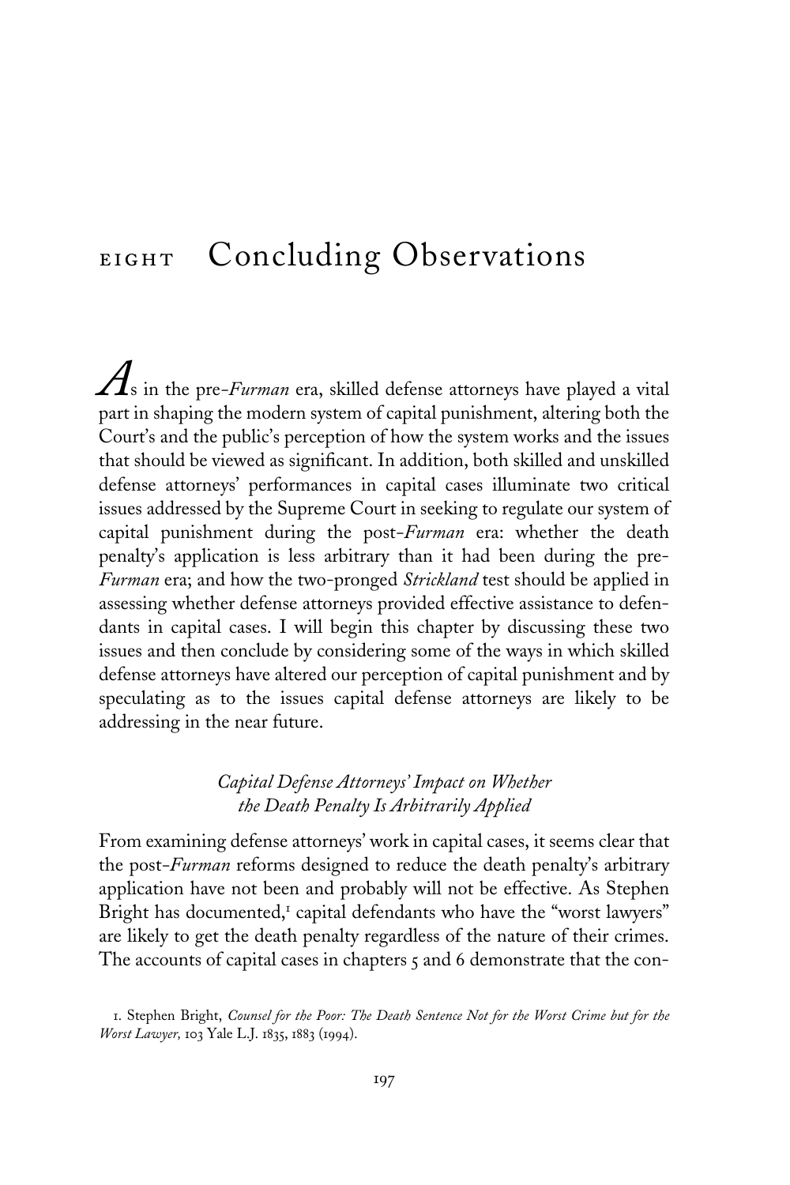# EIGHT Concluding Observations

As in the pre-*Furman* era, skilled defense attorneys have played a vital part in shaping the modern system of capital punishment, altering both the Court's and the public's perception of how the system works and the issues that should be viewed as significant. In addition, both skilled and unskilled defense attorneys' performances in capital cases illuminate two critical issues addressed by the Supreme Court in seeking to regulate our system of capital punishment during the post-*Furman* era: whether the death penalty's application is less arbitrary than it had been during the pre-*Furman* era; and how the two-pronged *Strickland* test should be applied in assessing whether defense attorneys provided effective assistance to defendants in capital cases. I will begin this chapter by discussing these two issues and then conclude by considering some of the ways in which skilled defense attorneys have altered our perception of capital punishment and by speculating as to the issues capital defense attorneys are likely to be addressing in the near future.

### *Capital Defense Attorneys' Impact on Whether the Death Penalty Is Arbitrarily Applied*

From examining defense attorneys' work in capital cases, it seems clear that the post-*Furman* reforms designed to reduce the death penalty's arbitrary application have not been and probably will not be effective. As Stephen Bright has documented,[1] capital defendants who have the "worst lawyers" are likely to get the death penalty regardless of the nature of their crimes. The accounts of capital cases in chapters 5 and 6 demonstrate that the con-

1. Stephen Bright, *Counsel for the Poor: The Death Sentence Not for the Worst Crime but for the Worst Lawyer,* 103 Yale L.J. 1835, 1883 (1994).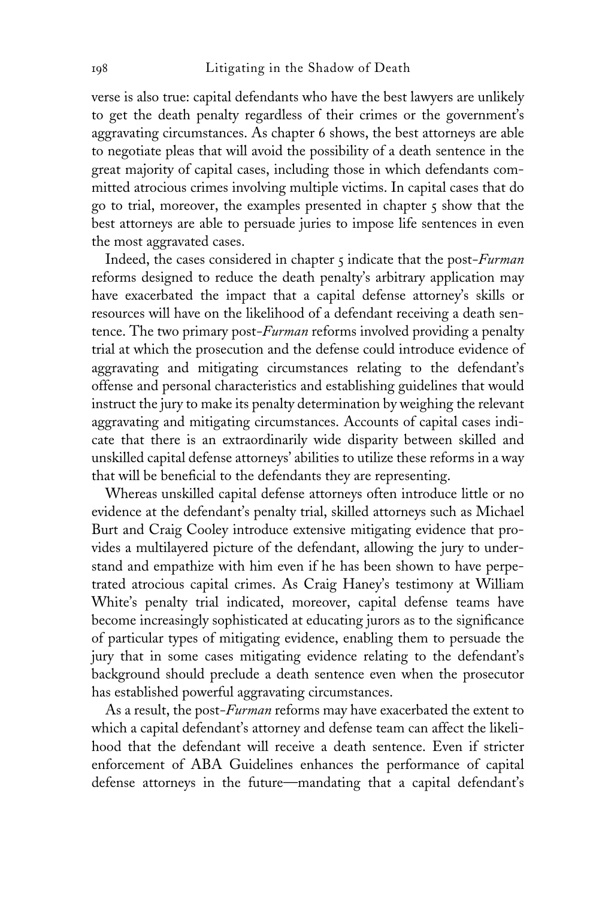verse is also true: capital defendants who have the best lawyers are unlikely to get the death penalty regardless of their crimes or the government's aggravating circumstances. As chapter 6 shows, the best attorneys are able to negotiate pleas that will avoid the possibility of a death sentence in the great majority of capital cases, including those in which defendants committed atrocious crimes involving multiple victims. In capital cases that do go to trial, moreover, the examples presented in chapter 5 show that the best attorneys are able to persuade juries to impose life sentences in even the most aggravated cases.

Indeed, the cases considered in chapter 5 indicate that the post-*Furman* reforms designed to reduce the death penalty's arbitrary application may have exacerbated the impact that a capital defense attorney's skills or resources will have on the likelihood of a defendant receiving a death sentence. The two primary post-*Furman* reforms involved providing a penalty trial at which the prosecution and the defense could introduce evidence of aggravating and mitigating circumstances relating to the defendant's offense and personal characteristics and establishing guidelines that would instruct the jury to make its penalty determination by weighing the relevant aggravating and mitigating circumstances. Accounts of capital cases indicate that there is an extraordinarily wide disparity between skilled and unskilled capital defense attorneys' abilities to utilize these reforms in a way that will be beneficial to the defendants they are representing.

Whereas unskilled capital defense attorneys often introduce little or no evidence at the defendant's penalty trial, skilled attorneys such as Michael Burt and Craig Cooley introduce extensive mitigating evidence that provides a multilayered picture of the defendant, allowing the jury to understand and empathize with him even if he has been shown to have perpetrated atrocious capital crimes. As Craig Haney's testimony at William White's penalty trial indicated, moreover, capital defense teams have become increasingly sophisticated at educating jurors as to the significance of particular types of mitigating evidence, enabling them to persuade the jury that in some cases mitigating evidence relating to the defendant's background should preclude a death sentence even when the prosecutor has established powerful aggravating circumstances.

As a result, the post-*Furman* reforms may have exacerbated the extent to which a capital defendant's attorney and defense team can affect the likelihood that the defendant will receive a death sentence. Even if stricter enforcement of ABA Guidelines enhances the performance of capital defense attorneys in the future—mandating that a capital defendant's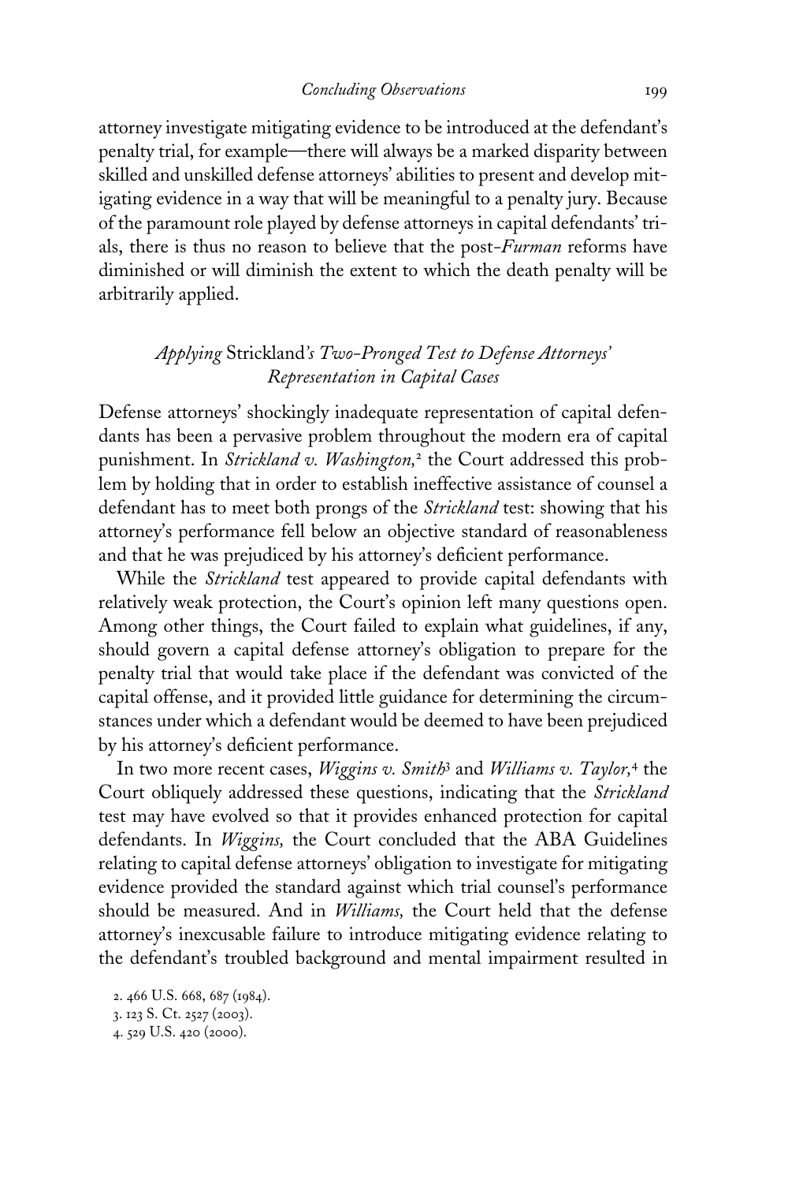attorney investigate mitigating evidence to be introduced at the defendant's penalty trial, for example—there will always be a marked disparity between skilled and unskilled defense attorneys' abilities to present and develop mitigating evidence in a way that will be meaningful to a penalty jury. Because of the paramount role played by defense attorneys in capital defendants' trials, there is thus no reason to believe that the post-*Furman* reforms have diminished or will diminish the extent to which the death penalty will be arbitrarily applied.

## *Applying* Strickland*'s Two-Pronged Test to Defense Attorneys' Representation in Capital Cases*

Defense attorneys' shockingly inadequate representation of capital defendants has been a pervasive problem throughout the modern era of capital punishment. In *Strickland v. Washington,*[2] the Court addressed this problem by holding that in order to establish ineffective assistance of counsel a defendant has to meet both prongs of the *Strickland* test: showing that his attorney's performance fell below an objective standard of reasonableness and that he was prejudiced by his attorney's deficient performance.

While the *Strickland* test appeared to provide capital defendants with relatively weak protection, the Court's opinion left many questions open. Among other things, the Court failed to explain what guidelines, if any, should govern a capital defense attorney's obligation to prepare for the penalty trial that would take place if the defendant was convicted of the capital offense, and it provided little guidance for determining the circumstances under which a defendant would be deemed to have been prejudiced by his attorney's deficient performance.

In two more recent cases, *Wiggins v. Smith*[3] and *Williams v. Taylor,*[4] the Court obliquely addressed these questions, indicating that the *Strickland* test may have evolved so that it provides enhanced protection for capital defendants. In *Wiggins,* the Court concluded that the ABA Guidelines relating to capital defense attorneys' obligation to investigate for mitigating evidence provided the standard against which trial counsel's performance should be measured. And in *Williams,* the Court held that the defense attorney's inexcusable failure to introduce mitigating evidence relating to the defendant's troubled background and mental impairment resulted in

2. 466 U.S. 668, 687 (1984).
3. 123 S. Ct. 2527 (2003).
4. 529 U.S. 420 (2000).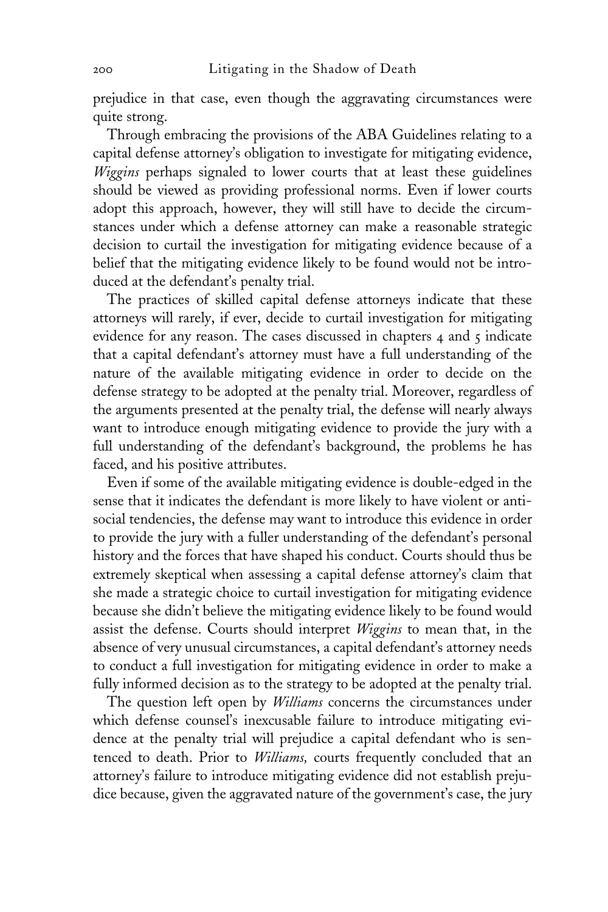prejudice in that case, even though the aggravating circumstances were quite strong.

Through embracing the provisions of the ABA Guidelines relating to a capital defense attorney's obligation to investigate for mitigating evidence, *Wiggins* perhaps signaled to lower courts that at least these guidelines should be viewed as providing professional norms. Even if lower courts adopt this approach, however, they will still have to decide the circumstances under which a defense attorney can make a reasonable strategic decision to curtail the investigation for mitigating evidence because of a belief that the mitigating evidence likely to be found would not be introduced at the defendant's penalty trial.

The practices of skilled capital defense attorneys indicate that these attorneys will rarely, if ever, decide to curtail investigation for mitigating evidence for any reason. The cases discussed in chapters 4 and 5 indicate that a capital defendant's attorney must have a full understanding of the nature of the available mitigating evidence in order to decide on the defense strategy to be adopted at the penalty trial. Moreover, regardless of the arguments presented at the penalty trial, the defense will nearly always want to introduce enough mitigating evidence to provide the jury with a full understanding of the defendant's background, the problems he has faced, and his positive attributes.

Even if some of the available mitigating evidence is double-edged in the sense that it indicates the defendant is more likely to have violent or antisocial tendencies, the defense may want to introduce this evidence in order to provide the jury with a fuller understanding of the defendant's personal history and the forces that have shaped his conduct. Courts should thus be extremely skeptical when assessing a capital defense attorney's claim that she made a strategic choice to curtail investigation for mitigating evidence because she didn't believe the mitigating evidence likely to be found would assist the defense. Courts should interpret *Wiggins* to mean that, in the absence of very unusual circumstances, a capital defendant's attorney needs to conduct a full investigation for mitigating evidence in order to make a fully informed decision as to the strategy to be adopted at the penalty trial.

The question left open by *Williams* concerns the circumstances under which defense counsel's inexcusable failure to introduce mitigating evidence at the penalty trial will prejudice a capital defendant who is sentenced to death. Prior to *Williams,* courts frequently concluded that an attorney's failure to introduce mitigating evidence did not establish prejudice because, given the aggravated nature of the government's case, the jury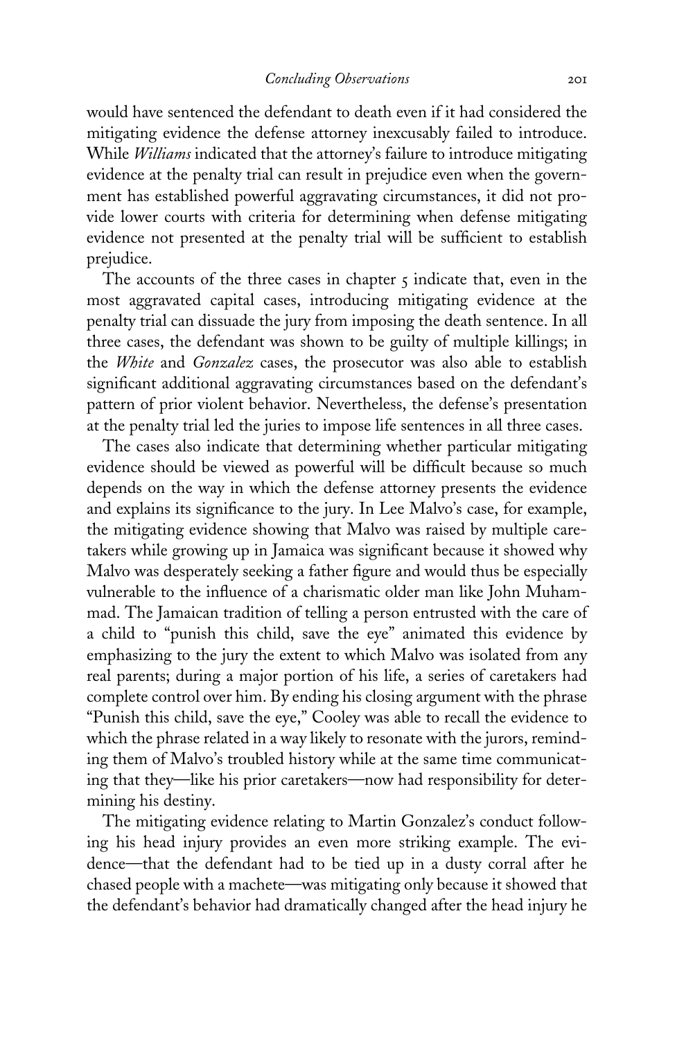would have sentenced the defendant to death even if it had considered the mitigating evidence the defense attorney inexcusably failed to introduce. While *Williams* indicated that the attorney's failure to introduce mitigating evidence at the penalty trial can result in prejudice even when the government has established powerful aggravating circumstances, it did not provide lower courts with criteria for determining when defense mitigating evidence not presented at the penalty trial will be sufficient to establish prejudice.

The accounts of the three cases in chapter 5 indicate that, even in the most aggravated capital cases, introducing mitigating evidence at the penalty trial can dissuade the jury from imposing the death sentence. In all three cases, the defendant was shown to be guilty of multiple killings; in the *White* and *Gonzalez* cases, the prosecutor was also able to establish significant additional aggravating circumstances based on the defendant's pattern of prior violent behavior. Nevertheless, the defense's presentation at the penalty trial led the juries to impose life sentences in all three cases.

The cases also indicate that determining whether particular mitigating evidence should be viewed as powerful will be difficult because so much depends on the way in which the defense attorney presents the evidence and explains its significance to the jury. In Lee Malvo's case, for example, the mitigating evidence showing that Malvo was raised by multiple caretakers while growing up in Jamaica was significant because it showed why Malvo was desperately seeking a father figure and would thus be especially vulnerable to the influence of a charismatic older man like John Muhammad. The Jamaican tradition of telling a person entrusted with the care of a child to "punish this child, save the eye" animated this evidence by emphasizing to the jury the extent to which Malvo was isolated from any real parents; during a major portion of his life, a series of caretakers had complete control over him. By ending his closing argument with the phrase "Punish this child, save the eye," Cooley was able to recall the evidence to which the phrase related in a way likely to resonate with the jurors, reminding them of Malvo's troubled history while at the same time communicating that they—like his prior caretakers—now had responsibility for determining his destiny.

The mitigating evidence relating to Martin Gonzalez's conduct following his head injury provides an even more striking example. The evidence—that the defendant had to be tied up in a dusty corral after he chased people with a machete—was mitigating only because it showed that the defendant's behavior had dramatically changed after the head injury he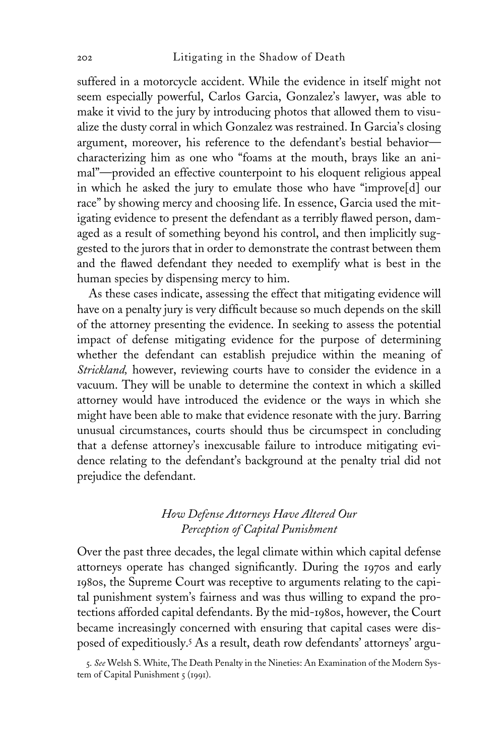suffered in a motorcycle accident. While the evidence in itself might not seem especially powerful, Carlos Garcia, Gonzalez's lawyer, was able to make it vivid to the jury by introducing photos that allowed them to visualize the dusty corral in which Gonzalez was restrained. In Garcia's closing argument, moreover, his reference to the defendant's bestial behavior—characterizing him as one who "foams at the mouth, brays like an animal"—provided an effective counterpoint to his eloquent religious appeal in which he asked the jury to emulate those who have "improve[d] our race" by showing mercy and choosing life. In essence, Garcia used the mitigating evidence to present the defendant as a terribly flawed person, damaged as a result of something beyond his control, and then implicitly suggested to the jurors that in order to demonstrate the contrast between them and the flawed defendant they needed to exemplify what is best in the human species by dispensing mercy to him.

As these cases indicate, assessing the effect that mitigating evidence will have on a penalty jury is very difficult because so much depends on the skill of the attorney presenting the evidence. In seeking to assess the potential impact of defense mitigating evidence for the purpose of determining whether the defendant can establish prejudice within the meaning of *Strickland,* however, reviewing courts have to consider the evidence in a vacuum. They will be unable to determine the context in which a skilled attorney would have introduced the evidence or the ways in which she might have been able to make that evidence resonate with the jury. Barring unusual circumstances, courts should thus be circumspect in concluding that a defense attorney's inexcusable failure to introduce mitigating evidence relating to the defendant's background at the penalty trial did not prejudice the defendant.

### *How Defense Attorneys Have Altered Our Perception of Capital Punishment*

Over the past three decades, the legal climate within which capital defense attorneys operate has changed significantly. During the 1970s and early 1980s, the Supreme Court was receptive to arguments relating to the capital punishment system's fairness and was thus willing to expand the protections afforded capital defendants. By the mid-1980s, however, the Court became increasingly concerned with ensuring that capital cases were disposed of expeditiously.[5] As a result, death row defendants' attorneys' argu-

5. *See* Welsh S. White, The Death Penalty in the Nineties: An Examination of the Modern System of Capital Punishment 5 (1991).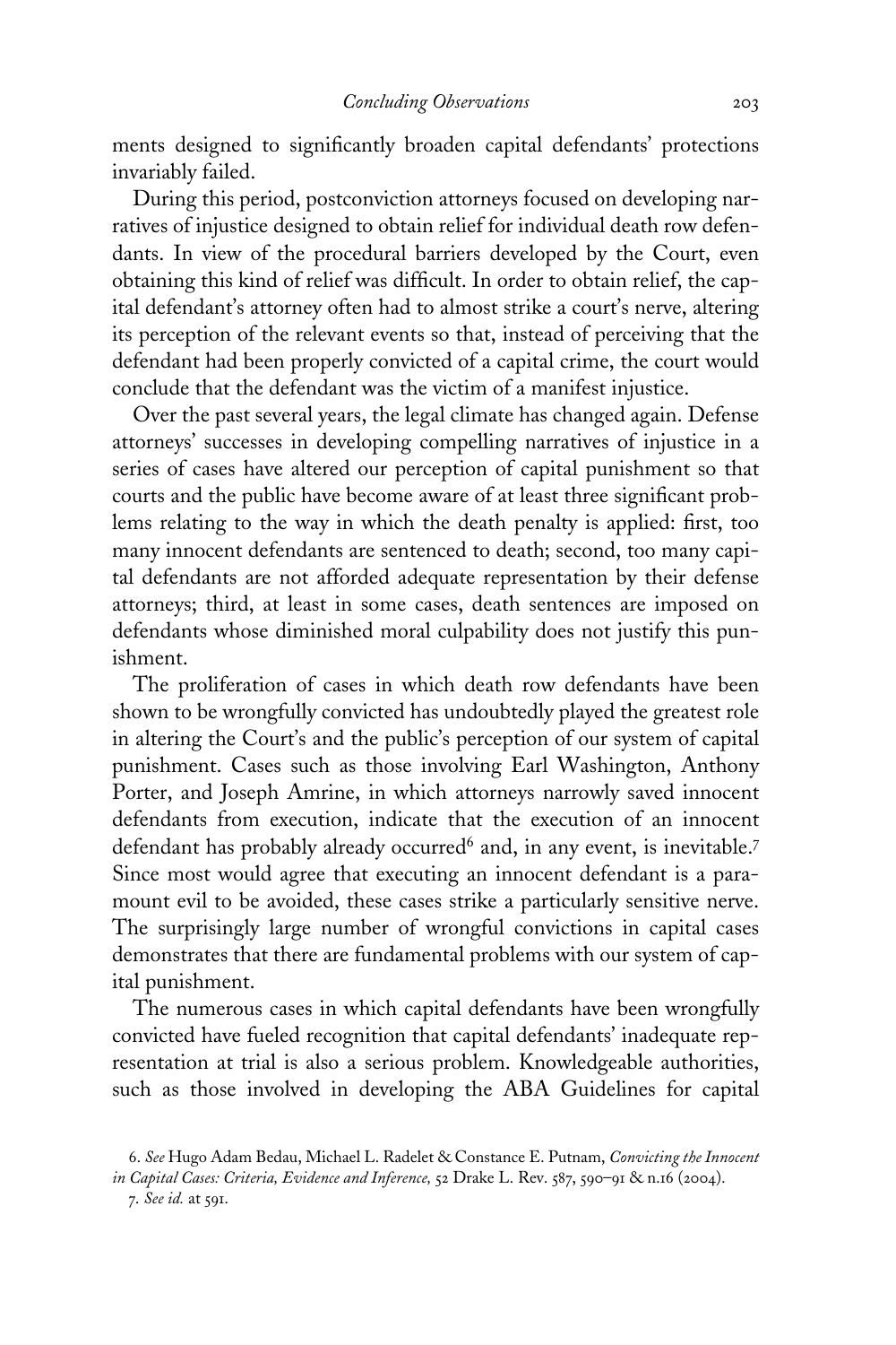ments designed to significantly broaden capital defendants' protections invariably failed.

During this period, postconviction attorneys focused on developing narratives of injustice designed to obtain relief for individual death row defendants. In view of the procedural barriers developed by the Court, even obtaining this kind of relief was difficult. In order to obtain relief, the capital defendant's attorney often had to almost strike a court's nerve, altering its perception of the relevant events so that, instead of perceiving that the defendant had been properly convicted of a capital crime, the court would conclude that the defendant was the victim of a manifest injustice.

Over the past several years, the legal climate has changed again. Defense attorneys' successes in developing compelling narratives of injustice in a series of cases have altered our perception of capital punishment so that courts and the public have become aware of at least three significant problems relating to the way in which the death penalty is applied: first, too many innocent defendants are sentenced to death; second, too many capital defendants are not afforded adequate representation by their defense attorneys; third, at least in some cases, death sentences are imposed on defendants whose diminished moral culpability does not justify this punishment.

The proliferation of cases in which death row defendants have been shown to be wrongfully convicted has undoubtedly played the greatest role in altering the Court's and the public's perception of our system of capital punishment. Cases such as those involving Earl Washington, Anthony Porter, and Joseph Amrine, in which attorneys narrowly saved innocent defendants from execution, indicate that the execution of an innocent defendant has probably already occurred[6] and, in any event, is inevitable.[7] Since most would agree that executing an innocent defendant is a paramount evil to be avoided, these cases strike a particularly sensitive nerve. The surprisingly large number of wrongful convictions in capital cases demonstrates that there are fundamental problems with our system of capital punishment.

The numerous cases in which capital defendants have been wrongfully convicted have fueled recognition that capital defendants' inadequate representation at trial is also a serious problem. Knowledgeable authorities, such as those involved in developing the ABA Guidelines for capital

6. *See* Hugo Adam Bedau, Michael L. Radelet & Constance E. Putnam, *Convicting the Innocent in Capital Cases: Criteria, Evidence and Inference,* 52 Drake L. Rev. 587, 590–91 & n.16 (2004).

7. *See id.* at 591.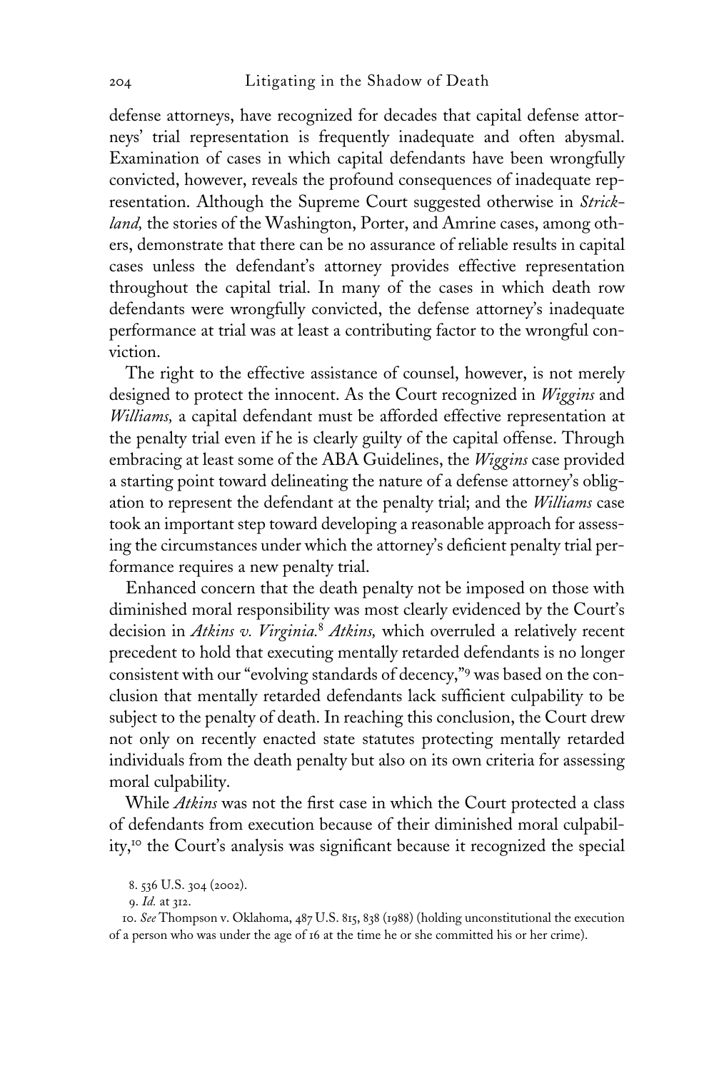defense attorneys, have recognized for decades that capital defense attorneys' trial representation is frequently inadequate and often abysmal. Examination of cases in which capital defendants have been wrongfully convicted, however, reveals the profound consequences of inadequate representation. Although the Supreme Court suggested otherwise in *Strickland,* the stories of the Washington, Porter, and Amrine cases, among others, demonstrate that there can be no assurance of reliable results in capital cases unless the defendant's attorney provides effective representation throughout the capital trial. In many of the cases in which death row defendants were wrongfully convicted, the defense attorney's inadequate performance at trial was at least a contributing factor to the wrongful conviction.

The right to the effective assistance of counsel, however, is not merely designed to protect the innocent. As the Court recognized in *Wiggins* and *Williams,* a capital defendant must be afforded effective representation at the penalty trial even if he is clearly guilty of the capital offense. Through embracing at least some of the ABA Guidelines, the *Wiggins* case provided a starting point toward delineating the nature of a defense attorney's obligation to represent the defendant at the penalty trial; and the *Williams* case took an important step toward developing a reasonable approach for assessing the circumstances under which the attorney's deficient penalty trial performance requires a new penalty trial.

Enhanced concern that the death penalty not be imposed on those with diminished moral responsibility was most clearly evidenced by the Court's decision in *Atkins v. Virginia.*[8] *Atkins,* which overruled a relatively recent precedent to hold that executing mentally retarded defendants is no longer consistent with our "evolving standards of decency,"[9] was based on the conclusion that mentally retarded defendants lack sufficient culpability to be subject to the penalty of death. In reaching this conclusion, the Court drew not only on recently enacted state statutes protecting mentally retarded individuals from the death penalty but also on its own criteria for assessing moral culpability.

While *Atkins* was not the first case in which the Court protected a class of defendants from execution because of their diminished moral culpability,[10] the Court's analysis was significant because it recognized the special

8. 536 U.S. 304 (2002).

9. *Id.* at 312.

10. *See* Thompson v. Oklahoma, 487 U.S. 815, 838 (1988) (holding unconstitutional the execution of a person who was under the age of 16 at the time he or she committed his or her crime).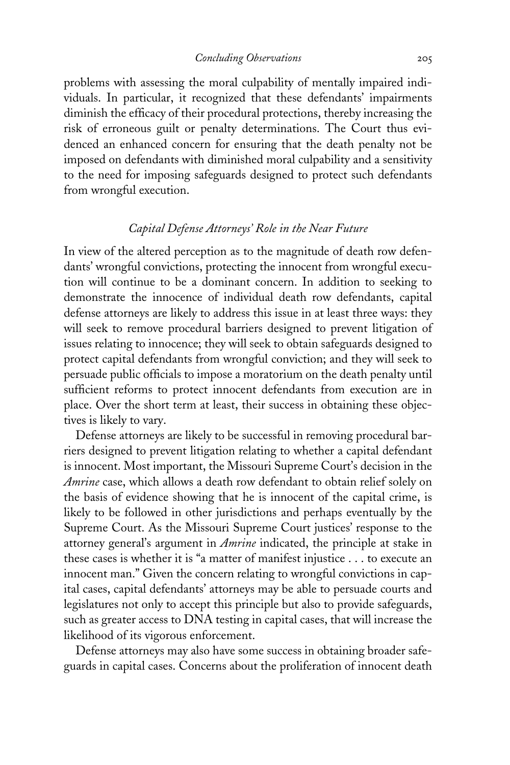problems with assessing the moral culpability of mentally impaired individuals. In particular, it recognized that these defendants' impairments diminish the efficacy of their procedural protections, thereby increasing the risk of erroneous guilt or penalty determinations. The Court thus evidenced an enhanced concern for ensuring that the death penalty not be imposed on defendants with diminished moral culpability and a sensitivity to the need for imposing safeguards designed to protect such defendants from wrongful execution.

### *Capital Defense Attorneys' Role in the Near Future*

In view of the altered perception as to the magnitude of death row defendants' wrongful convictions, protecting the innocent from wrongful execution will continue to be a dominant concern. In addition to seeking to demonstrate the innocence of individual death row defendants, capital defense attorneys are likely to address this issue in at least three ways: they will seek to remove procedural barriers designed to prevent litigation of issues relating to innocence; they will seek to obtain safeguards designed to protect capital defendants from wrongful conviction; and they will seek to persuade public officials to impose a moratorium on the death penalty until sufficient reforms to protect innocent defendants from execution are in place. Over the short term at least, their success in obtaining these objectives is likely to vary.

Defense attorneys are likely to be successful in removing procedural barriers designed to prevent litigation relating to whether a capital defendant is innocent. Most important, the Missouri Supreme Court's decision in the *Amrine* case, which allows a death row defendant to obtain relief solely on the basis of evidence showing that he is innocent of the capital crime, is likely to be followed in other jurisdictions and perhaps eventually by the Supreme Court. As the Missouri Supreme Court justices' response to the attorney general's argument in *Amrine* indicated, the principle at stake in these cases is whether it is "a matter of manifest injustice . . . to execute an innocent man." Given the concern relating to wrongful convictions in capital cases, capital defendants' attorneys may be able to persuade courts and legislatures not only to accept this principle but also to provide safeguards, such as greater access to DNA testing in capital cases, that will increase the likelihood of its vigorous enforcement.

Defense attorneys may also have some success in obtaining broader safeguards in capital cases. Concerns about the proliferation of innocent death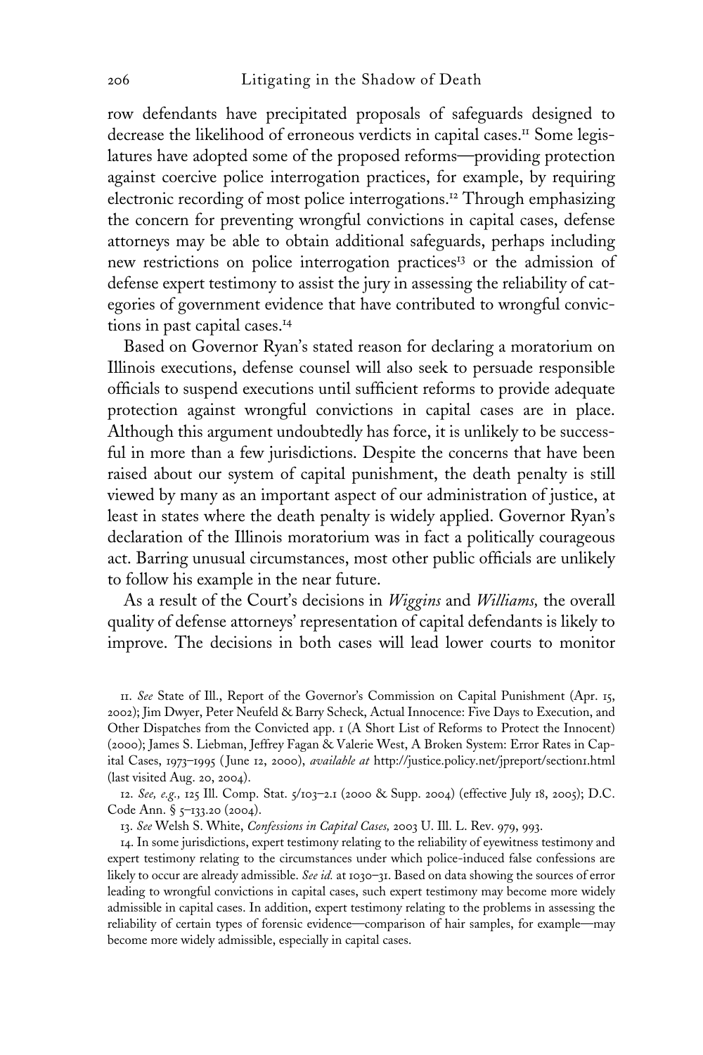row defendants have precipitated proposals of safeguards designed to decrease the likelihood of erroneous verdicts in capital cases.[11] Some legislatures have adopted some of the proposed reforms—providing protection against coercive police interrogation practices, for example, by requiring electronic recording of most police interrogations.[12] Through emphasizing the concern for preventing wrongful convictions in capital cases, defense attorneys may be able to obtain additional safeguards, perhaps including new restrictions on police interrogation practices[13] or the admission of defense expert testimony to assist the jury in assessing the reliability of categories of government evidence that have contributed to wrongful convictions in past capital cases.[14]

Based on Governor Ryan's stated reason for declaring a moratorium on Illinois executions, defense counsel will also seek to persuade responsible officials to suspend executions until sufficient reforms to provide adequate protection against wrongful convictions in capital cases are in place. Although this argument undoubtedly has force, it is unlikely to be successful in more than a few jurisdictions. Despite the concerns that have been raised about our system of capital punishment, the death penalty is still viewed by many as an important aspect of our administration of justice, at least in states where the death penalty is widely applied. Governor Ryan's declaration of the Illinois moratorium was in fact a politically courageous act. Barring unusual circumstances, most other public officials are unlikely to follow his example in the near future.

As a result of the Court's decisions in *Wiggins* and *Williams,* the overall quality of defense attorneys' representation of capital defendants is likely to improve. The decisions in both cases will lead lower courts to monitor

11. *See* State of Ill., Report of the Governor's Commission on Capital Punishment (Apr. 15, 2002); Jim Dwyer, Peter Neufeld & Barry Scheck, Actual Innocence: Five Days to Execution, and Other Dispatches from the Convicted app. 1 (A Short List of Reforms to Protect the Innocent) (2000); James S. Liebman, Jeffrey Fagan & Valerie West, A Broken System: Error Rates in Capital Cases, 1973–1995 (June 12, 2000), *available at* http://justice.policy.net/jpreport/section1.html (last visited Aug. 20, 2004).

12. *See, e.g.,* 125 Ill. Comp. Stat. 5/103–2.1 (2000 & Supp. 2004) (effective July 18, 2005); D.C. Code Ann. § 5–133.20 (2004).

13. *See* Welsh S. White, *Confessions in Capital Cases,* 2003 U. Ill. L. Rev. 979, 993.

14. In some jurisdictions, expert testimony relating to the reliability of eyewitness testimony and expert testimony relating to the circumstances under which police-induced false confessions are likely to occur are already admissible. *See id.* at 1030–31. Based on data showing the sources of error leading to wrongful convictions in capital cases, such expert testimony may become more widely admissible in capital cases. In addition, expert testimony relating to the problems in assessing the reliability of certain types of forensic evidence—comparison of hair samples, for example—may become more widely admissible, especially in capital cases.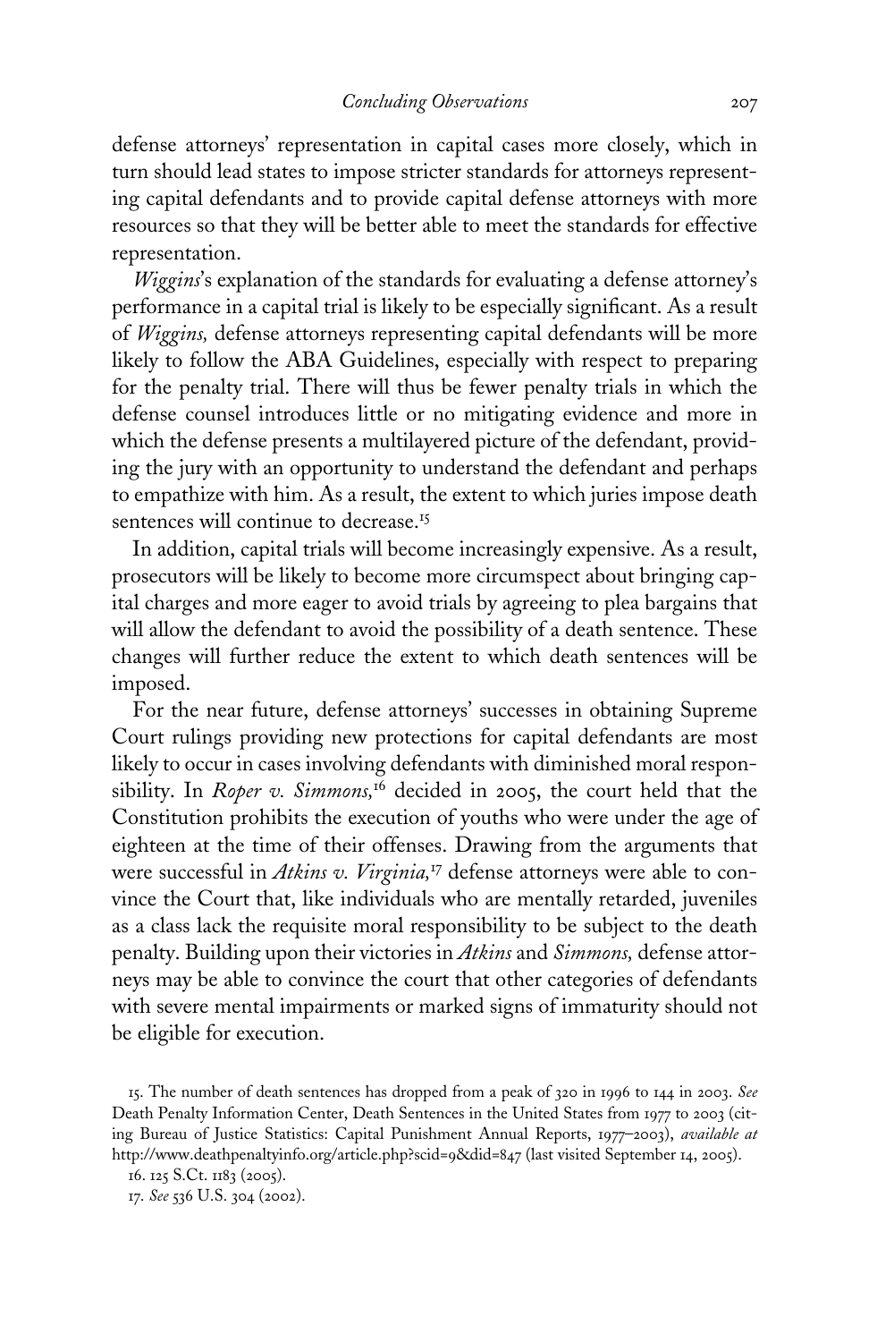defense attorneys' representation in capital cases more closely, which in turn should lead states to impose stricter standards for attorneys representing capital defendants and to provide capital defense attorneys with more resources so that they will be better able to meet the standards for effective representation.

*Wiggins*'s explanation of the standards for evaluating a defense attorney's performance in a capital trial is likely to be especially significant. As a result of *Wiggins,* defense attorneys representing capital defendants will be more likely to follow the ABA Guidelines, especially with respect to preparing for the penalty trial. There will thus be fewer penalty trials in which the defense counsel introduces little or no mitigating evidence and more in which the defense presents a multilayered picture of the defendant, providing the jury with an opportunity to understand the defendant and perhaps to empathize with him. As a result, the extent to which juries impose death sentences will continue to decrease.[15]

In addition, capital trials will become increasingly expensive. As a result, prosecutors will be likely to become more circumspect about bringing capital charges and more eager to avoid trials by agreeing to plea bargains that will allow the defendant to avoid the possibility of a death sentence. These changes will further reduce the extent to which death sentences will be imposed.

For the near future, defense attorneys' successes in obtaining Supreme Court rulings providing new protections for capital defendants are most likely to occur in cases involving defendants with diminished moral responsibility. In *Roper v. Simmons,*[16] decided in 2005, the court held that the Constitution prohibits the execution of youths who were under the age of eighteen at the time of their offenses. Drawing from the arguments that were successful in *Atkins v. Virginia,*[17] defense attorneys were able to convince the Court that, like individuals who are mentally retarded, juveniles as a class lack the requisite moral responsibility to be subject to the death penalty. Building upon their victories in *Atkins* and *Simmons,* defense attorneys may be able to convince the court that other categories of defendants with severe mental impairments or marked signs of immaturity should not be eligible for execution.

15. The number of death sentences has dropped from a peak of 320 in 1996 to 144 in 2003. *See* Death Penalty Information Center, Death Sentences in the United States from 1977 to 2003 (citing Bureau of Justice Statistics: Capital Punishment Annual Reports, 1977–2003), *available at* http://www.deathpenaltyinfo.org/article.php?scid=9&did=847 (last visited September 14, 2005).

16. 125 S.Ct. 1183 (2005).

17. *See* 536 U.S. 304 (2002).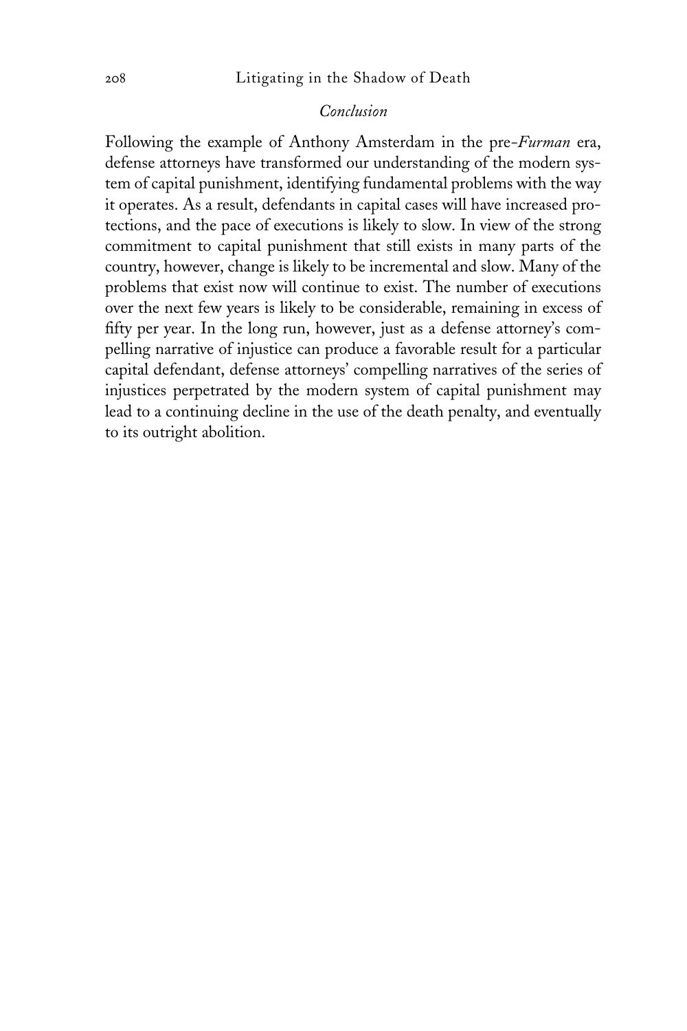## *Conclusion*

Following the example of Anthony Amsterdam in the pre-*Furman* era, defense attorneys have transformed our understanding of the modern system of capital punishment, identifying fundamental problems with the way it operates. As a result, defendants in capital cases will have increased protections, and the pace of executions is likely to slow. In view of the strong commitment to capital punishment that still exists in many parts of the country, however, change is likely to be incremental and slow. Many of the problems that exist now will continue to exist. The number of executions over the next few years is likely to be considerable, remaining in excess of fifty per year. In the long run, however, just as a defense attorney's compelling narrative of injustice can produce a favorable result for a particular capital defendant, defense attorneys' compelling narratives of the series of injustices perpetrated by the modern system of capital punishment may lead to a continuing decline in the use of the death penalty, and eventually to its outright abolition.